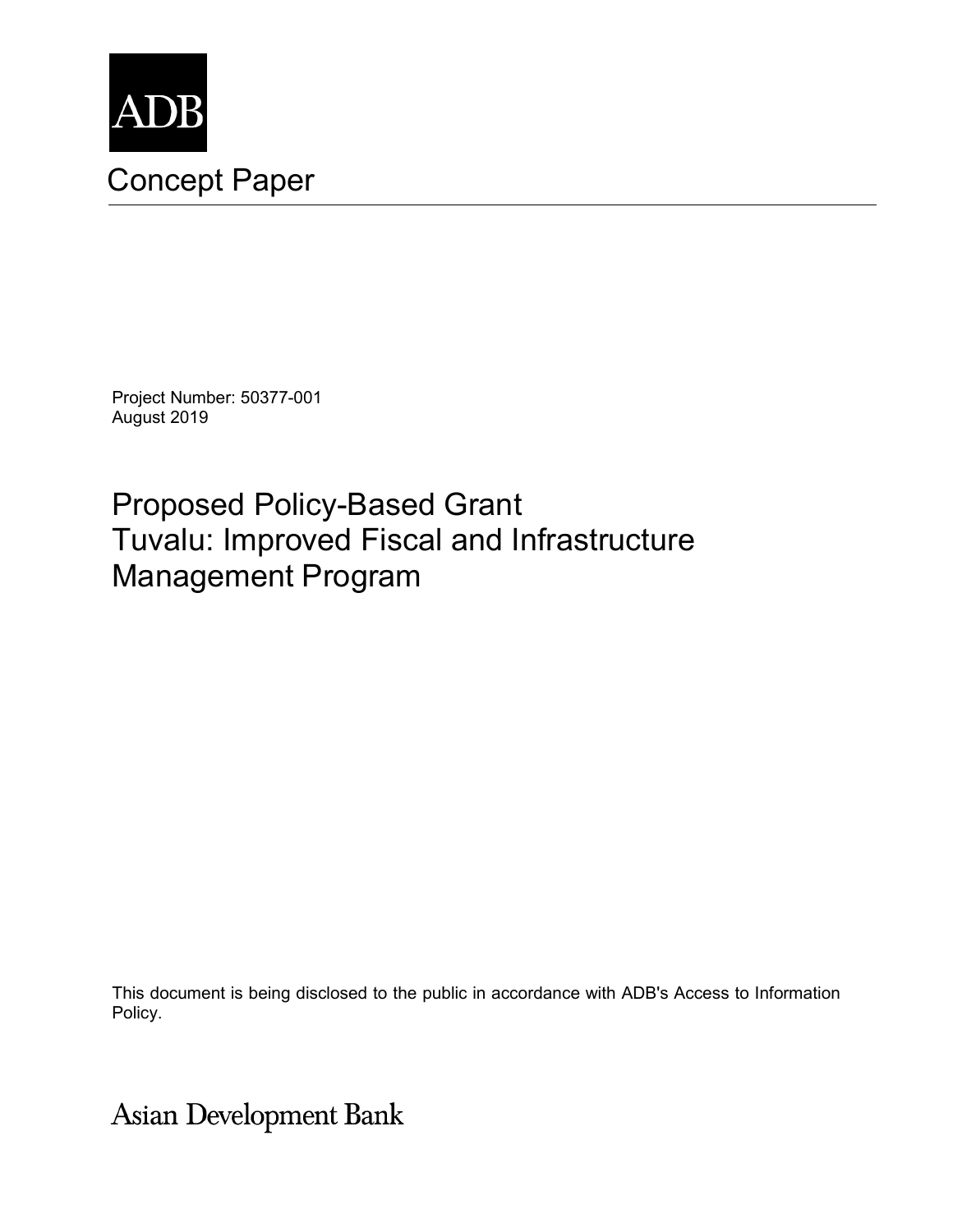ADB

# Concept Paper

Project Number: 50377-001
August 2019

## Proposed Policy-Based Grant
## Tuvalu: Improved Fiscal and Infrastructure Management Program

This document is being disclosed to the public in accordance with ADB's Access to Information Policy.

Asian Development Bank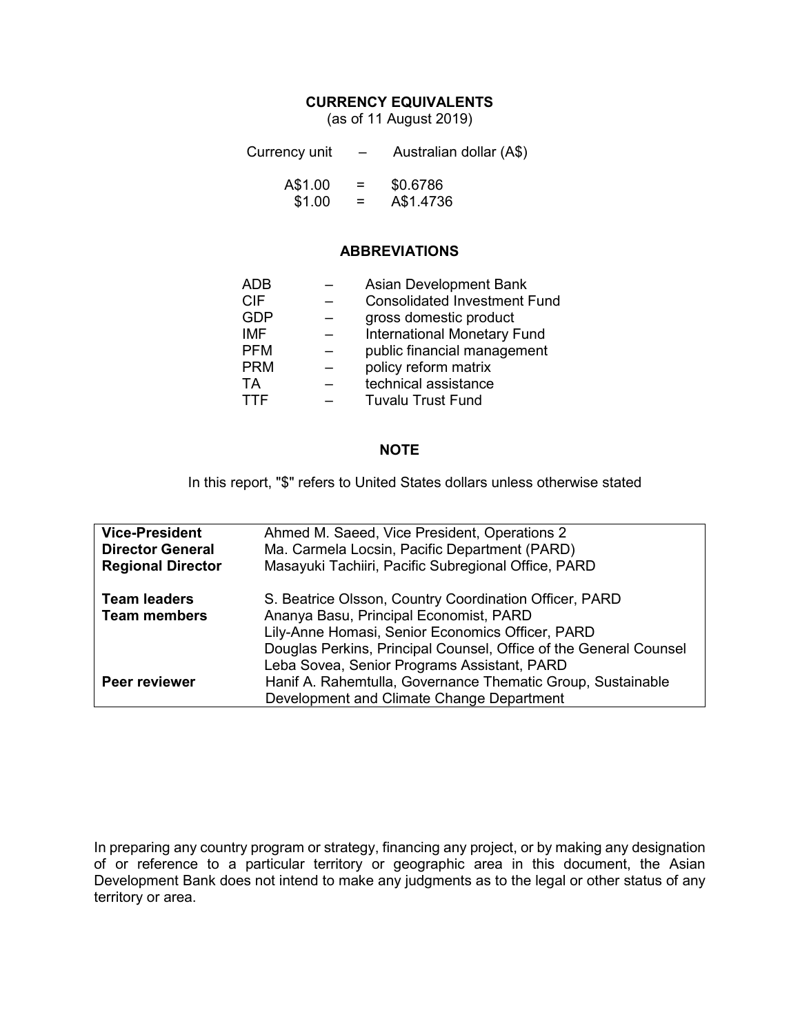## CURRENCY EQUIVALENTS

(as of 11 August 2019)

| | | |
|---|---|---|
| Currency unit | – | Australian dollar (A$) |
| A$1.00 | = | $0.6786 |
| $1.00 | = | A$1.4736 |

## ABBREVIATIONS

| | | |
|---|---|---|
| ADB | – | Asian Development Bank |
| CIF | – | Consolidated Investment Fund |
| GDP | – | gross domestic product |
| IMF | – | International Monetary Fund |
| PFM | – | public financial management |
| PRM | – | policy reform matrix |
| TA | – | technical assistance |
| TTF | – | Tuvalu Trust Fund |

## NOTE

In this report, "$" refers to United States dollars unless otherwise stated

| | |
|---|---|
| **Vice-President** | Ahmed M. Saeed, Vice President, Operations 2 |
| **Director General** | Ma. Carmela Locsin, Pacific Department (PARD) |
| **Regional Director** | Masayuki Tachiiri, Pacific Subregional Office, PARD |
| **Team leaders** | S. Beatrice Olsson, Country Coordination Officer, PARD |
| **Team members** | Ananya Basu, Principal Economist, PARD |
| | Lily-Anne Homasi, Senior Economics Officer, PARD |
| | Douglas Perkins, Principal Counsel, Office of the General Counsel |
| | Leba Sovea, Senior Programs Assistant, PARD |
| **Peer reviewer** | Hanif A. Rahemtulla, Governance Thematic Group, Sustainable Development and Climate Change Department |

In preparing any country program or strategy, financing any project, or by making any designation of or reference to a particular territory or geographic area in this document, the Asian Development Bank does not intend to make any judgments as to the legal or other status of any territory or area.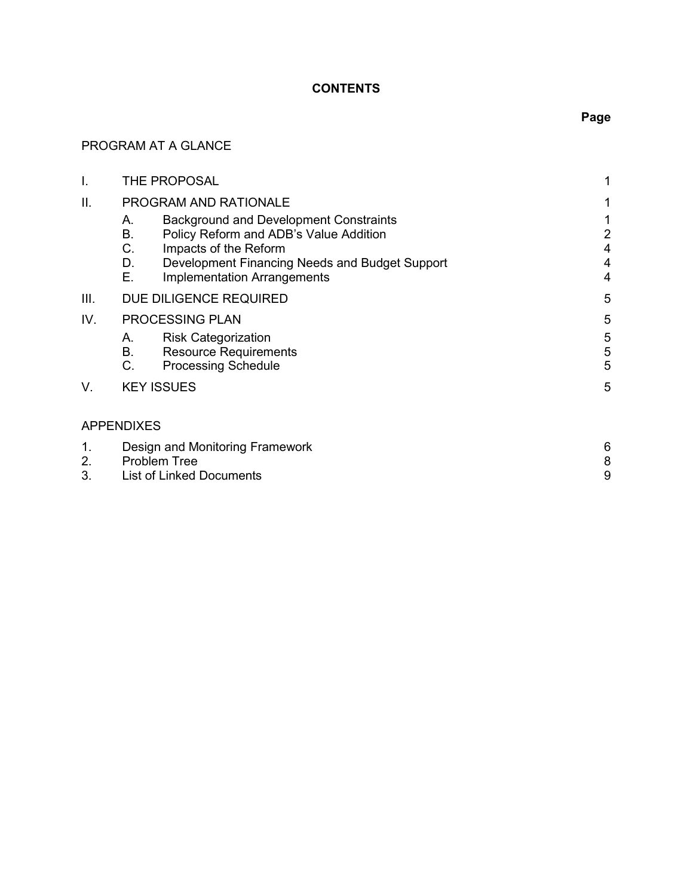# CONTENTS

| | | Page |
|---|---|---|
| PROGRAM AT A GLANCE | | |
| I. | THE PROPOSAL | 1 |
| II. | PROGRAM AND RATIONALE | 1 |
| | A. Background and Development Constraints | 1 |
| | B. Policy Reform and ADB's Value Addition | 2 |
| | C. Impacts of the Reform | 4 |
| | D. Development Financing Needs and Budget Support | 4 |
| | E. Implementation Arrangements | 4 |
| III. | DUE DILIGENCE REQUIRED | 5 |
| IV. | PROCESSING PLAN | 5 |
| | A. Risk Categorization | 5 |
| | B. Resource Requirements | 5 |
| | C. Processing Schedule | 5 |
| V. | KEY ISSUES | 5 |

APPENDIXES

| | | |
|---|---|---|
| 1. | Design and Monitoring Framework | 6 |
| 2. | Problem Tree | 8 |
| 3. | List of Linked Documents | 9 |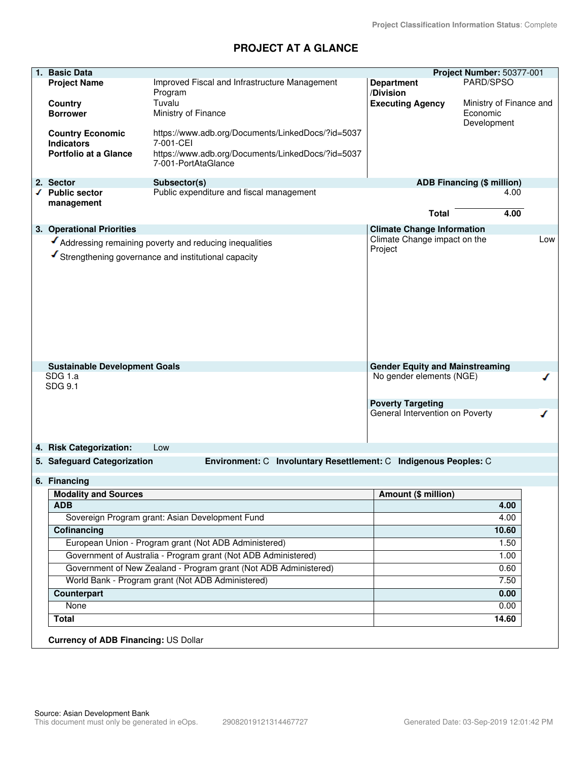Project Classification Information Status: Complete

# PROJECT AT A GLANCE

## 1. Basic Data

**Project Number:** 50377-001

| | | | |
|---|---|---|---|
| **Project Name** | Improved Fiscal and Infrastructure Management Program | **Department /Division** | PARD/SPSO |
| **Country** | Tuvalu | **Executing Agency** | Ministry of Finance and Economic Development |
| **Borrower** | Ministry of Finance | | |
| **Country Economic Indicators** | https://www.adb.org/Documents/LinkedDocs/?id=50377-001-CEI | | |
| **Portfolio at a Glance** | https://www.adb.org/Documents/LinkedDocs/?id=50377-001-PortAtaGlance | | |

## 2. Sector

| Sector | Subsector(s) | ADB Financing ($ million) |
|---|---|---|
| ✓ Public sector management | Public expenditure and fiscal management | 4.00 |
| | **Total** | **4.00** |

## 3. Operational Priorities

- ✓ Addressing remaining poverty and reducing inequalities
- ✓ Strengthening governance and institutional capacity

**Climate Change Information**

Climate Change impact on the Project: Low

**Sustainable Development Goals**

SDG 1.a
SDG 9.1

**Gender Equity and Mainstreaming**

No gender elements (NGE) ✓

**Poverty Targeting**

General Intervention on Poverty ✓

## 4. Risk Categorization: Low

## 5. Safeguard Categorization

**Environment:** C **Involuntary Resettlement:** C **Indigenous Peoples:** C

## 6. Financing

| Modality and Sources | Amount ($ million) |
|---|---|
| **ADB** | **4.00** |
| Sovereign Program grant: Asian Development Fund | 4.00 |
| **Cofinancing** | **10.60** |
| European Union - Program grant (Not ADB Administered) | 1.50 |
| Government of Australia - Program grant (Not ADB Administered) | 1.00 |
| Government of New Zealand - Program grant (Not ADB Administered) | 0.60 |
| World Bank - Program grant (Not ADB Administered) | 7.50 |
| **Counterpart** | **0.00** |
| None | 0.00 |
| **Total** | **14.60** |

**Currency of ADB Financing:** US Dollar

Source: Asian Development Bank
This document must only be generated in eOps. 29082019121314467727 Generated Date: 03-Sep-2019 12:01:42 PM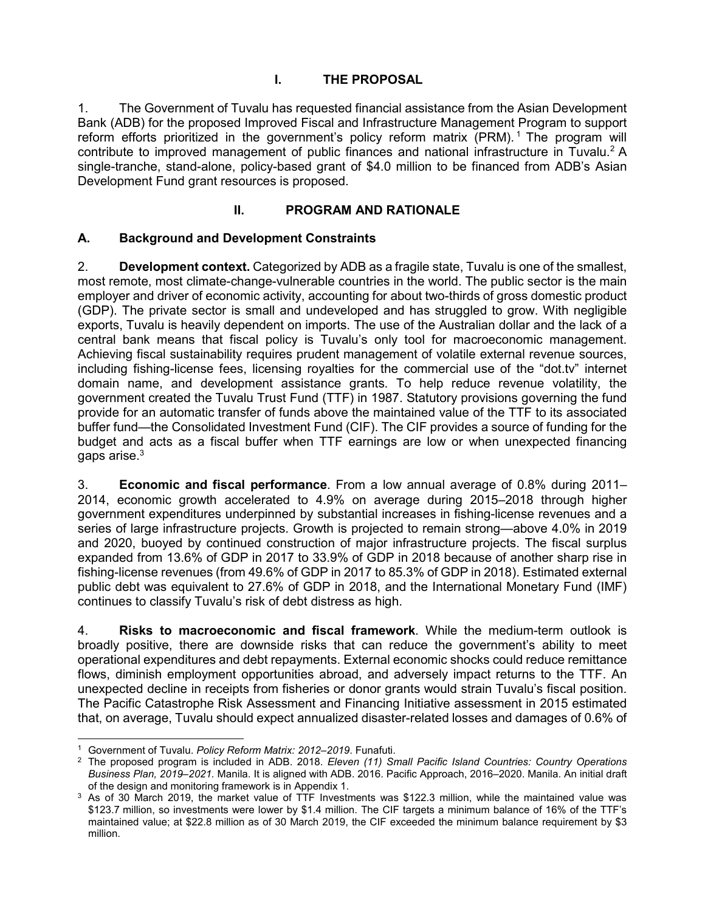## I. THE PROPOSAL

1. The Government of Tuvalu has requested financial assistance from the Asian Development Bank (ADB) for the proposed Improved Fiscal and Infrastructure Management Program to support reform efforts prioritized in the government's policy reform matrix (PRM).[1] The program will contribute to improved management of public finances and national infrastructure in Tuvalu.[2] A single-tranche, stand-alone, policy-based grant of $4.0 million to be financed from ADB's Asian Development Fund grant resources is proposed.

## II. PROGRAM AND RATIONALE

### A. Background and Development Constraints

2. **Development context.** Categorized by ADB as a fragile state, Tuvalu is one of the smallest, most remote, most climate-change-vulnerable countries in the world. The public sector is the main employer and driver of economic activity, accounting for about two-thirds of gross domestic product (GDP). The private sector is small and undeveloped and has struggled to grow. With negligible exports, Tuvalu is heavily dependent on imports. The use of the Australian dollar and the lack of a central bank means that fiscal policy is Tuvalu's only tool for macroeconomic management. Achieving fiscal sustainability requires prudent management of volatile external revenue sources, including fishing-license fees, licensing royalties for the commercial use of the "dot.tv" internet domain name, and development assistance grants. To help reduce revenue volatility, the government created the Tuvalu Trust Fund (TTF) in 1987. Statutory provisions governing the fund provide for an automatic transfer of funds above the maintained value of the TTF to its associated buffer fund—the Consolidated Investment Fund (CIF). The CIF provides a source of funding for the budget and acts as a fiscal buffer when TTF earnings are low or when unexpected financing gaps arise.[3]

3. **Economic and fiscal performance**. From a low annual average of 0.8% during 2011–2014, economic growth accelerated to 4.9% on average during 2015–2018 through higher government expenditures underpinned by substantial increases in fishing-license revenues and a series of large infrastructure projects. Growth is projected to remain strong—above 4.0% in 2019 and 2020, buoyed by continued construction of major infrastructure projects. The fiscal surplus expanded from 13.6% of GDP in 2017 to 33.9% of GDP in 2018 because of another sharp rise in fishing-license revenues (from 49.6% of GDP in 2017 to 85.3% of GDP in 2018). Estimated external public debt was equivalent to 27.6% of GDP in 2018, and the International Monetary Fund (IMF) continues to classify Tuvalu's risk of debt distress as high.

4. **Risks to macroeconomic and fiscal framework**. While the medium-term outlook is broadly positive, there are downside risks that can reduce the government's ability to meet operational expenditures and debt repayments. External economic shocks could reduce remittance flows, diminish employment opportunities abroad, and adversely impact returns to the TTF. An unexpected decline in receipts from fisheries or donor grants would strain Tuvalu's fiscal position. The Pacific Catastrophe Risk Assessment and Financing Initiative assessment in 2015 estimated that, on average, Tuvalu should expect annualized disaster-related losses and damages of 0.6% of

---

[1] Government of Tuvalu. *Policy Reform Matrix: 2012–2019*. Funafuti.

[2] The proposed program is included in ADB. 2018. *Eleven (11) Small Pacific Island Countries: Country Operations Business Plan, 2019–2021.* Manila. It is aligned with ADB. 2016. Pacific Approach, 2016–2020. Manila. An initial draft of the design and monitoring framework is in Appendix 1.

[3] As of 30 March 2019, the market value of TTF Investments was $122.3 million, while the maintained value was $123.7 million, so investments were lower by $1.4 million. The CIF targets a minimum balance of 16% of the TTF's maintained value; at $22.8 million as of 30 March 2019, the CIF exceeded the minimum balance requirement by $3 million.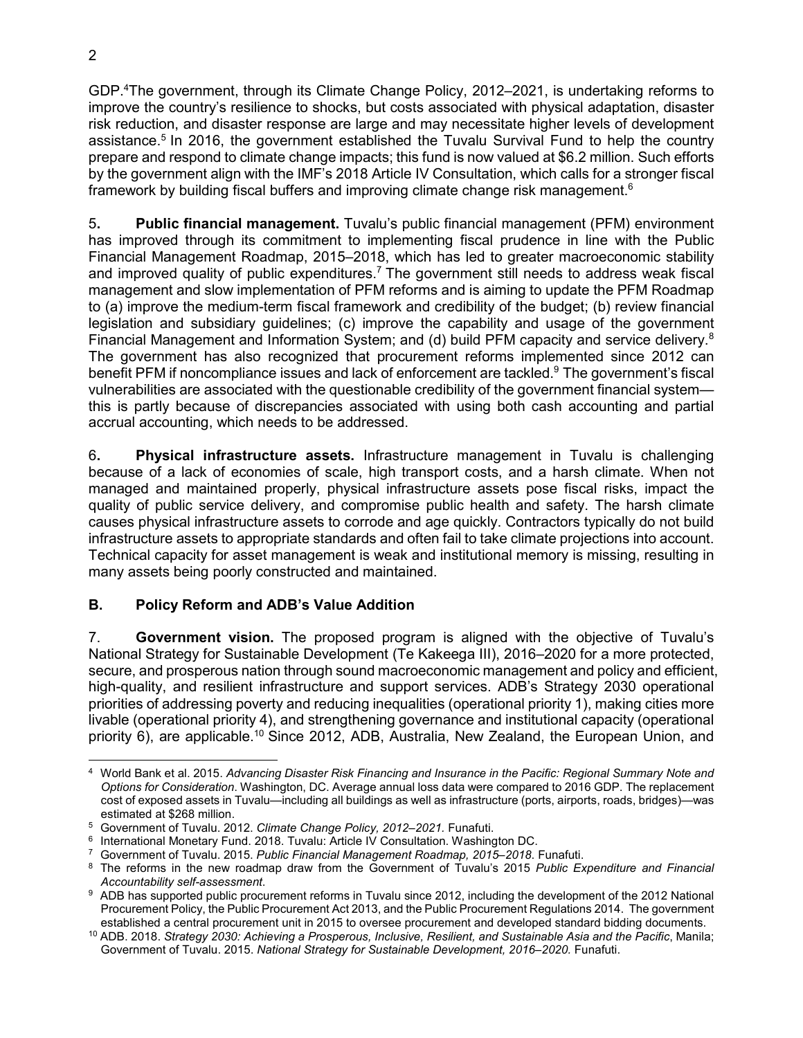GDP.[4] The government, through its Climate Change Policy, 2012–2021, is undertaking reforms to improve the country's resilience to shocks, but costs associated with physical adaptation, disaster risk reduction, and disaster response are large and may necessitate higher levels of development assistance.[5] In 2016, the government established the Tuvalu Survival Fund to help the country prepare and respond to climate change impacts; this fund is now valued at $6.2 million. Such efforts by the government align with the IMF's 2018 Article IV Consultation, which calls for a stronger fiscal framework by building fiscal buffers and improving climate change risk management.[6]

5. **Public financial management.** Tuvalu's public financial management (PFM) environment has improved through its commitment to implementing fiscal prudence in line with the Public Financial Management Roadmap, 2015–2018, which has led to greater macroeconomic stability and improved quality of public expenditures.[7] The government still needs to address weak fiscal management and slow implementation of PFM reforms and is aiming to update the PFM Roadmap to (a) improve the medium-term fiscal framework and credibility of the budget; (b) review financial legislation and subsidiary guidelines; (c) improve the capability and usage of the government Financial Management and Information System; and (d) build PFM capacity and service delivery.[8] The government has also recognized that procurement reforms implemented since 2012 can benefit PFM if noncompliance issues and lack of enforcement are tackled.[9] The government's fiscal vulnerabilities are associated with the questionable credibility of the government financial system—this is partly because of discrepancies associated with using both cash accounting and partial accrual accounting, which needs to be addressed.

6. **Physical infrastructure assets.** Infrastructure management in Tuvalu is challenging because of a lack of economies of scale, high transport costs, and a harsh climate. When not managed and maintained properly, physical infrastructure assets pose fiscal risks, impact the quality of public service delivery, and compromise public health and safety. The harsh climate causes physical infrastructure assets to corrode and age quickly. Contractors typically do not build infrastructure assets to appropriate standards and often fail to take climate projections into account. Technical capacity for asset management is weak and institutional memory is missing, resulting in many assets being poorly constructed and maintained.

## B. Policy Reform and ADB's Value Addition

7. **Government vision.** The proposed program is aligned with the objective of Tuvalu's National Strategy for Sustainable Development (Te Kakeega III), 2016–2020 for a more protected, secure, and prosperous nation through sound macroeconomic management and policy and efficient, high-quality, and resilient infrastructure and support services. ADB's Strategy 2030 operational priorities of addressing poverty and reducing inequalities (operational priority 1), making cities more livable (operational priority 4), and strengthening governance and institutional capacity (operational priority 6), are applicable.[10] Since 2012, ADB, Australia, New Zealand, the European Union, and

---

[4] World Bank et al. 2015. *Advancing Disaster Risk Financing and Insurance in the Pacific: Regional Summary Note and Options for Consideration*. Washington, DC. Average annual loss data were compared to 2016 GDP. The replacement cost of exposed assets in Tuvalu—including all buildings as well as infrastructure (ports, airports, roads, bridges)—was estimated at $268 million.

[5] Government of Tuvalu. 2012. *Climate Change Policy, 2012–2021.* Funafuti.

[6] International Monetary Fund. 2018. Tuvalu: Article IV Consultation. Washington DC.

[7] Government of Tuvalu. 2015. *Public Financial Management Roadmap, 2015–2018*. Funafuti.

[8] The reforms in the new roadmap draw from the Government of Tuvalu's 2015 *Public Expenditure and Financial Accountability self-assessment*.

[9] ADB has supported public procurement reforms in Tuvalu since 2012, including the development of the 2012 National Procurement Policy, the Public Procurement Act 2013, and the Public Procurement Regulations 2014. The government established a central procurement unit in 2015 to oversee procurement and developed standard bidding documents.

[10] ADB. 2018. *Strategy 2030: Achieving a Prosperous, Inclusive, Resilient, and Sustainable Asia and the Pacific*, Manila; Government of Tuvalu. 2015. *National Strategy for Sustainable Development, 2016–2020.* Funafuti.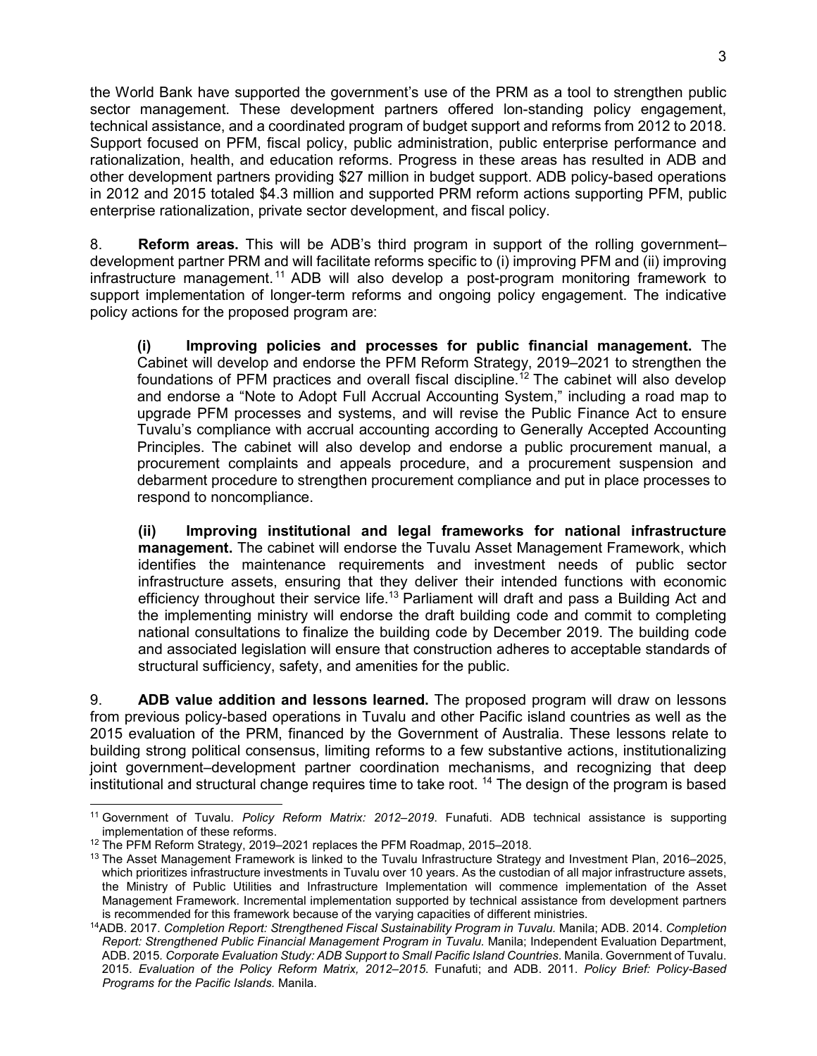the World Bank have supported the government's use of the PRM as a tool to strengthen public sector management. These development partners offered lon-standing policy engagement, technical assistance, and a coordinated program of budget support and reforms from 2012 to 2018. Support focused on PFM, fiscal policy, public administration, public enterprise performance and rationalization, health, and education reforms. Progress in these areas has resulted in ADB and other development partners providing $27 million in budget support. ADB policy-based operations in 2012 and 2015 totaled $4.3 million and supported PRM reform actions supporting PFM, public enterprise rationalization, private sector development, and fiscal policy.

8. **Reform areas.** This will be ADB's third program in support of the rolling government–development partner PRM and will facilitate reforms specific to (i) improving PFM and (ii) improving infrastructure management.[11] ADB will also develop a post-program monitoring framework to support implementation of longer-term reforms and ongoing policy engagement. The indicative policy actions for the proposed program are:

> **(i) Improving policies and processes for public financial management.** The Cabinet will develop and endorse the PFM Reform Strategy, 2019–2021 to strengthen the foundations of PFM practices and overall fiscal discipline.[12] The cabinet will also develop and endorse a "Note to Adopt Full Accrual Accounting System," including a road map to upgrade PFM processes and systems, and will revise the Public Finance Act to ensure Tuvalu's compliance with accrual accounting according to Generally Accepted Accounting Principles. The cabinet will also develop and endorse a public procurement manual, a procurement complaints and appeals procedure, and a procurement suspension and debarment procedure to strengthen procurement compliance and put in place processes to respond to noncompliance.
>
> **(ii) Improving institutional and legal frameworks for national infrastructure management.** The cabinet will endorse the Tuvalu Asset Management Framework, which identifies the maintenance requirements and investment needs of public sector infrastructure assets, ensuring that they deliver their intended functions with economic efficiency throughout their service life.[13] Parliament will draft and pass a Building Act and the implementing ministry will endorse the draft building code and commit to completing national consultations to finalize the building code by December 2019. The building code and associated legislation will ensure that construction adheres to acceptable standards of structural sufficiency, safety, and amenities for the public.

9. **ADB value addition and lessons learned.** The proposed program will draw on lessons from previous policy-based operations in Tuvalu and other Pacific island countries as well as the 2015 evaluation of the PRM, financed by the Government of Australia. These lessons relate to building strong political consensus, limiting reforms to a few substantive actions, institutionalizing joint government–development partner coordination mechanisms, and recognizing that deep institutional and structural change requires time to take root.[14] The design of the program is based

---

[11] Government of Tuvalu. *Policy Reform Matrix: 2012–2019*. Funafuti. ADB technical assistance is supporting implementation of these reforms.

[12] The PFM Reform Strategy, 2019–2021 replaces the PFM Roadmap, 2015–2018.

[13] The Asset Management Framework is linked to the Tuvalu Infrastructure Strategy and Investment Plan, 2016–2025, which prioritizes infrastructure investments in Tuvalu over 10 years. As the custodian of all major infrastructure assets, the Ministry of Public Utilities and Infrastructure Implementation will commence implementation of the Asset Management Framework. Incremental implementation supported by technical assistance from development partners is recommended for this framework because of the varying capacities of different ministries.

[14] ADB. 2017. *Completion Report: Strengthened Fiscal Sustainability Program in Tuvalu.* Manila; ADB. 2014. *Completion Report: Strengthened Public Financial Management Program in Tuvalu.* Manila; Independent Evaluation Department, ADB. 2015. *Corporate Evaluation Study: ADB Support to Small Pacific Island Countries*. Manila. Government of Tuvalu. 2015. *Evaluation of the Policy Reform Matrix, 2012–2015.* Funafuti; and ADB. 2011. *Policy Brief: Policy-Based Programs for the Pacific Islands.* Manila.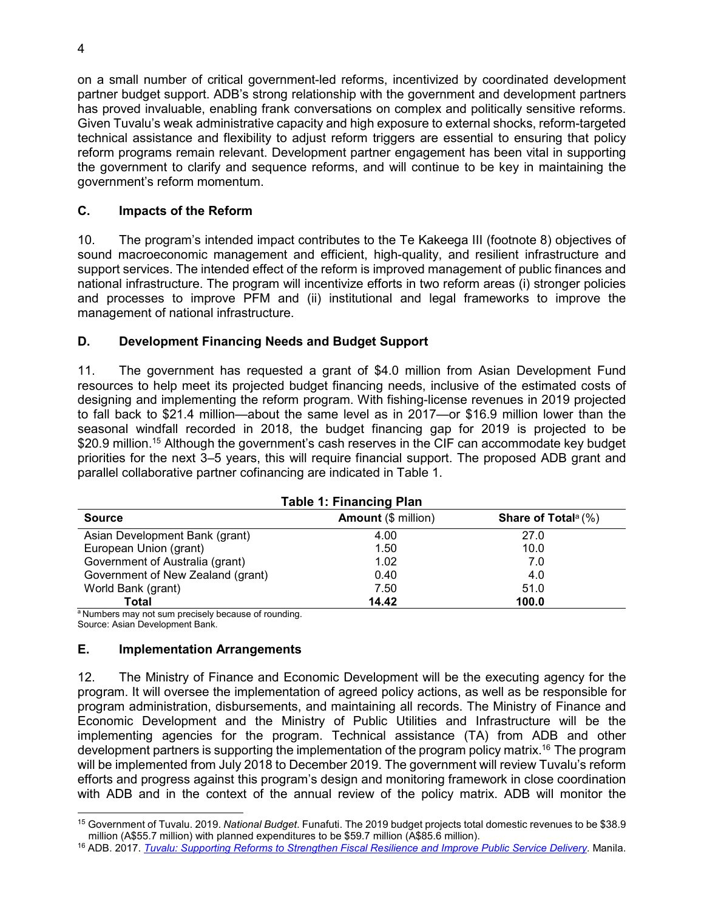on a small number of critical government-led reforms, incentivized by coordinated development partner budget support. ADB's strong relationship with the government and development partners has proved invaluable, enabling frank conversations on complex and politically sensitive reforms. Given Tuvalu's weak administrative capacity and high exposure to external shocks, reform-targeted technical assistance and flexibility to adjust reform triggers are essential to ensuring that policy reform programs remain relevant. Development partner engagement has been vital in supporting the government to clarify and sequence reforms, and will continue to be key in maintaining the government's reform momentum.

### C. Impacts of the Reform

10. The program's intended impact contributes to the Te Kakeega III (footnote 8) objectives of sound macroeconomic management and efficient, high-quality, and resilient infrastructure and support services. The intended effect of the reform is improved management of public finances and national infrastructure. The program will incentivize efforts in two reform areas (i) stronger policies and processes to improve PFM and (ii) institutional and legal frameworks to improve the management of national infrastructure.

### D. Development Financing Needs and Budget Support

11. The government has requested a grant of $4.0 million from Asian Development Fund resources to help meet its projected budget financing needs, inclusive of the estimated costs of designing and implementing the reform program. With fishing-license revenues in 2019 projected to fall back to $21.4 million—about the same level as in 2017—or $16.9 million lower than the seasonal windfall recorded in 2018, the budget financing gap for 2019 is projected to be $20.9 million.[15] Although the government's cash reserves in the CIF can accommodate key budget priorities for the next 3–5 years, this will require financial support. The proposed ADB grant and parallel collaborative partner cofinancing are indicated in Table 1.

**Table 1: Financing Plan**

| Source | Amount ($ million) | Share of Total[a] (%) |
|---|---|---|
| Asian Development Bank (grant) | 4.00 | 27.0 |
| European Union (grant) | 1.50 | 10.0 |
| Government of Australia (grant) | 1.02 | 7.0 |
| Government of New Zealand (grant) | 0.40 | 4.0 |
| World Bank (grant) | 7.50 | 51.0 |
| **Total** | **14.42** | **100.0** |

[a] Numbers may not sum precisely because of rounding.
Source: Asian Development Bank.

### E. Implementation Arrangements

12. The Ministry of Finance and Economic Development will be the executing agency for the program. It will oversee the implementation of agreed policy actions, as well as be responsible for program administration, disbursements, and maintaining all records. The Ministry of Finance and Economic Development and the Ministry of Public Utilities and Infrastructure will be the implementing agencies for the program. Technical assistance (TA) from ADB and other development partners is supporting the implementation of the program policy matrix.[16] The program will be implemented from July 2018 to December 2019. The government will review Tuvalu's reform efforts and progress against this program's design and monitoring framework in close coordination with ADB and in the context of the annual review of the policy matrix. ADB will monitor the

---

[15] Government of Tuvalu. 2019. *National Budget*. Funafuti. The 2019 budget projects total domestic revenues to be $38.9 million (A$55.7 million) with planned expenditures to be $59.7 million (A$85.6 million).

[16] ADB. 2017. *Tuvalu: Supporting Reforms to Strengthen Fiscal Resilience and Improve Public Service Delivery*. Manila.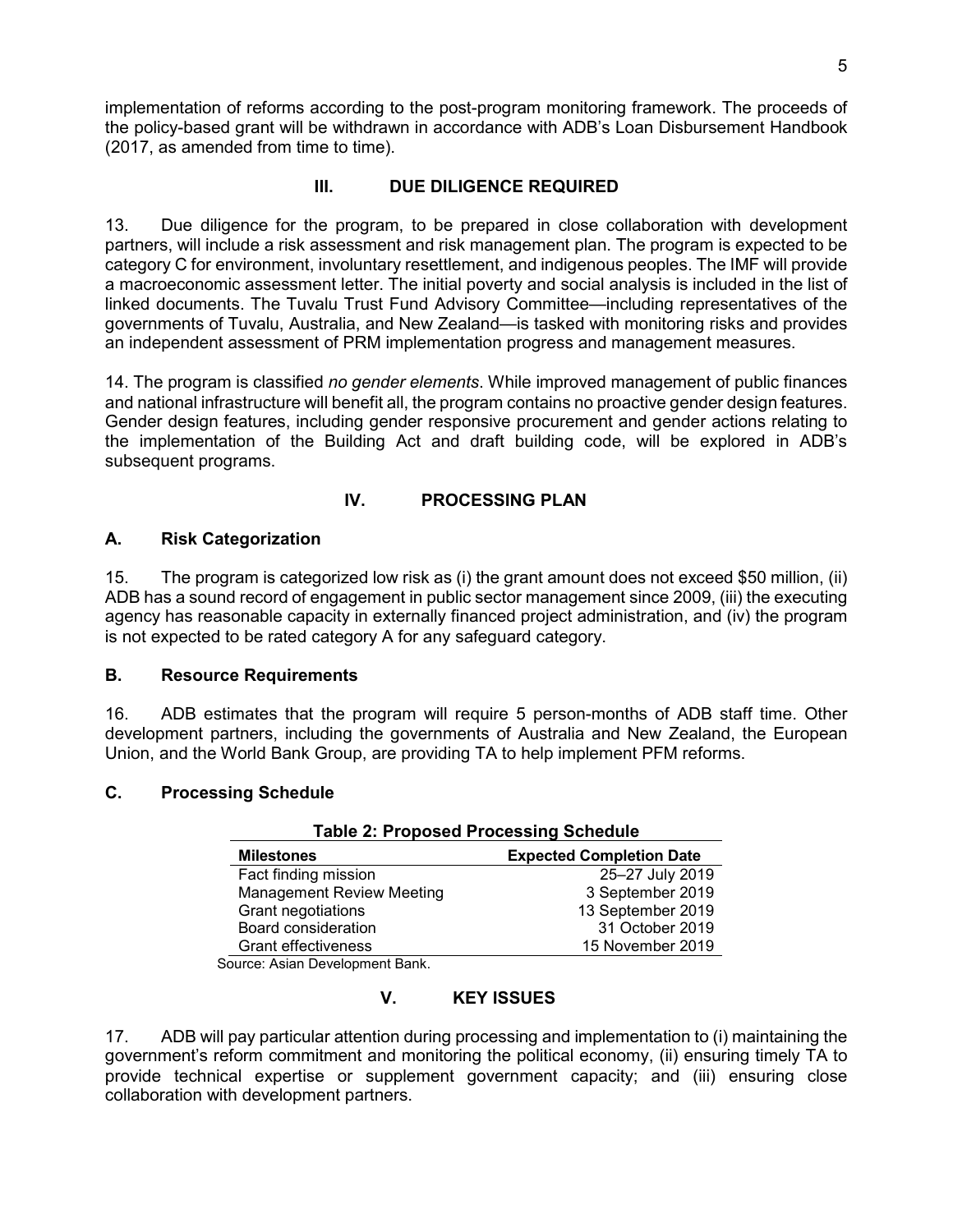implementation of reforms according to the post-program monitoring framework. The proceeds of the policy-based grant will be withdrawn in accordance with ADB's Loan Disbursement Handbook (2017, as amended from time to time).

## III. DUE DILIGENCE REQUIRED

13. Due diligence for the program, to be prepared in close collaboration with development partners, will include a risk assessment and risk management plan. The program is expected to be category C for environment, involuntary resettlement, and indigenous peoples. The IMF will provide a macroeconomic assessment letter. The initial poverty and social analysis is included in the list of linked documents. The Tuvalu Trust Fund Advisory Committee—including representatives of the governments of Tuvalu, Australia, and New Zealand—is tasked with monitoring risks and provides an independent assessment of PRM implementation progress and management measures.

14. The program is classified *no gender elements*. While improved management of public finances and national infrastructure will benefit all, the program contains no proactive gender design features. Gender design features, including gender responsive procurement and gender actions relating to the implementation of the Building Act and draft building code, will be explored in ADB's subsequent programs.

## IV. PROCESSING PLAN

### A. Risk Categorization

15. The program is categorized low risk as (i) the grant amount does not exceed $50 million, (ii) ADB has a sound record of engagement in public sector management since 2009, (iii) the executing agency has reasonable capacity in externally financed project administration, and (iv) the program is not expected to be rated category A for any safeguard category.

### B. Resource Requirements

16. ADB estimates that the program will require 5 person-months of ADB staff time. Other development partners, including the governments of Australia and New Zealand, the European Union, and the World Bank Group, are providing TA to help implement PFM reforms.

### C. Processing Schedule

**Table 2: Proposed Processing Schedule**

| Milestones | Expected Completion Date |
|---|---|
| Fact finding mission | 25–27 July 2019 |
| Management Review Meeting | 3 September 2019 |
| Grant negotiations | 13 September 2019 |
| Board consideration | 31 October 2019 |
| Grant effectiveness | 15 November 2019 |

Source: Asian Development Bank.

## V. KEY ISSUES

17. ADB will pay particular attention during processing and implementation to (i) maintaining the government's reform commitment and monitoring the political economy, (ii) ensuring timely TA to provide technical expertise or supplement government capacity; and (iii) ensuring close collaboration with development partners.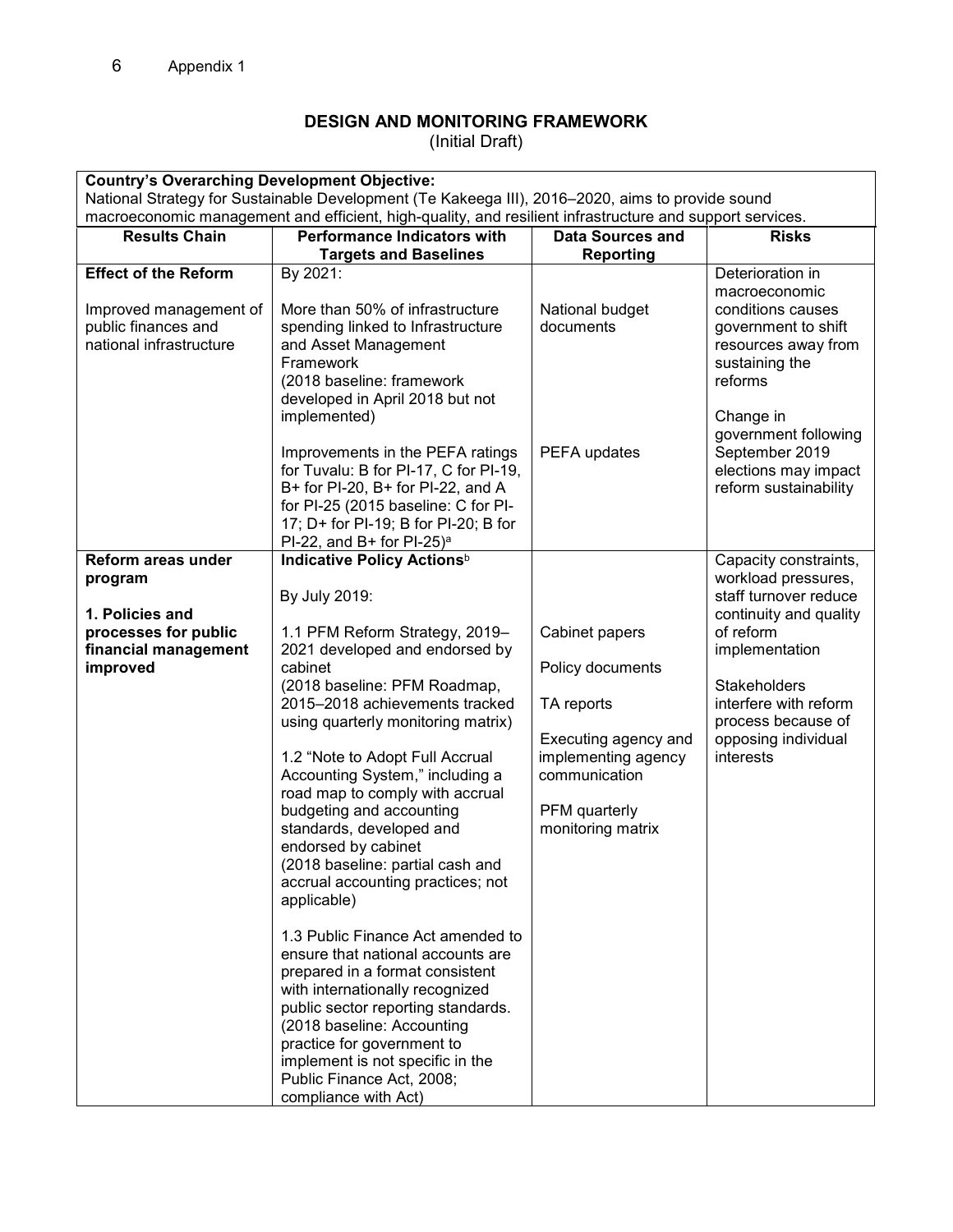Appendix 1

## DESIGN AND MONITORING FRAMEWORK

(Initial Draft)

**Country's Overarching Development Objective:**
National Strategy for Sustainable Development (Te Kakeega III), 2016–2020, aims to provide sound macroeconomic management and efficient, high-quality, and resilient infrastructure and support services.

| Results Chain | Performance Indicators with Targets and Baselines | Data Sources and Reporting | Risks |
|---|---|---|---|
| **Effect of the Reform**<br><br>Improved management of public finances and national infrastructure | By 2021:<br><br>More than 50% of infrastructure spending linked to Infrastructure and Asset Management Framework<br>(2018 baseline: framework developed in April 2018 but not implemented)<br><br>Improvements in the PEFA ratings for Tuvalu: B for PI-17, C for PI-19, B+ for PI-20, B+ for PI-22, and A for PI-25 (2015 baseline: C for PI-17; D+ for PI-19; B for PI-20; B for PI-22, and B+ for PI-25)[a] | National budget documents<br><br>PEFA updates | Deterioration in macroeconomic conditions causes government to shift resources away from sustaining the reforms<br><br>Change in government following September 2019 elections may impact reform sustainability |
| **Reform areas under program**<br><br>**1. Policies and processes for public financial management improved** | **Indicative Policy Actions**[b]<br><br>By July 2019:<br><br>1.1 PFM Reform Strategy, 2019–2021 developed and endorsed by cabinet<br>(2018 baseline: PFM Roadmap, 2015–2018 achievements tracked using quarterly monitoring matrix)<br><br>1.2 "Note to Adopt Full Accrual Accounting System," including a road map to comply with accrual budgeting and accounting standards, developed and endorsed by cabinet<br>(2018 baseline: partial cash and accrual accounting practices; not applicable)<br><br>1.3 Public Finance Act amended to ensure that national accounts are prepared in a format consistent with internationally recognized public sector reporting standards.<br>(2018 baseline: Accounting practice for government to implement is not specific in the Public Finance Act, 2008; compliance with Act) | Cabinet papers<br><br>Policy documents<br><br>TA reports<br><br>Executing agency and implementing agency communication<br><br>PFM quarterly monitoring matrix | Capacity constraints, workload pressures, staff turnover reduce continuity and quality of reform implementation<br><br>Stakeholders interfere with reform process because of opposing individual interests |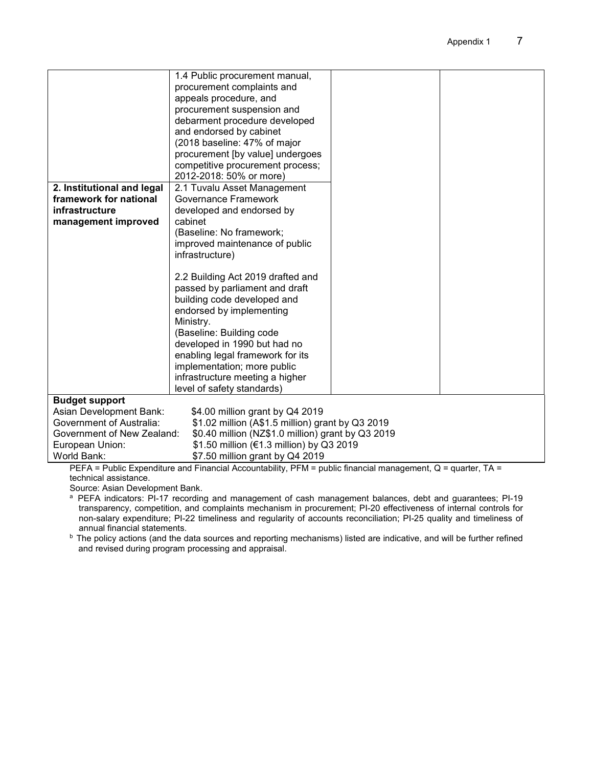| | | | |
|---|---|---|---|
| | 1.4 Public procurement manual, procurement complaints and appeals procedure, and procurement suspension and debarment procedure developed and endorsed by cabinet (2018 baseline: 47% of major procurement [by value] undergoes competitive procurement process; 2012-2018: 50% or more) | | |
| **2. Institutional and legal framework for national infrastructure management improved** | 2.1 Tuvalu Asset Management Governance Framework developed and endorsed by cabinet (Baseline: No framework; improved maintenance of public infrastructure)<br><br>2.2 Building Act 2019 drafted and passed by parliament and draft building code developed and endorsed by implementing Ministry. (Baseline: Building code developed in 1990 but had no enabling legal framework for its implementation; more public infrastructure meeting a higher level of safety standards) | | |

**Budget support**

| | |
|---|---|
| Asian Development Bank: | $4.00 million grant by Q4 2019 |
| Government of Australia: | $1.02 million (A$1.5 million) grant by Q3 2019 |
| Government of New Zealand: | $0.40 million (NZ$1.0 million) grant by Q3 2019 |
| European Union: | $1.50 million (€1.3 million) by Q3 2019 |
| World Bank: | $7.50 million grant by Q4 2019 |

PEFA = Public Expenditure and Financial Accountability, PFM = public financial management, Q = quarter, TA = technical assistance.

Source: Asian Development Bank.

[a] PEFA indicators: PI-17 recording and management of cash management balances, debt and guarantees; PI-19 transparency, competition, and complaints mechanism in procurement; PI-20 effectiveness of internal controls for non-salary expenditure; PI-22 timeliness and regularity of accounts reconciliation; PI-25 quality and timeliness of annual financial statements.

[b] The policy actions (and the data sources and reporting mechanisms) listed are indicative, and will be further refined and revised during program processing and appraisal.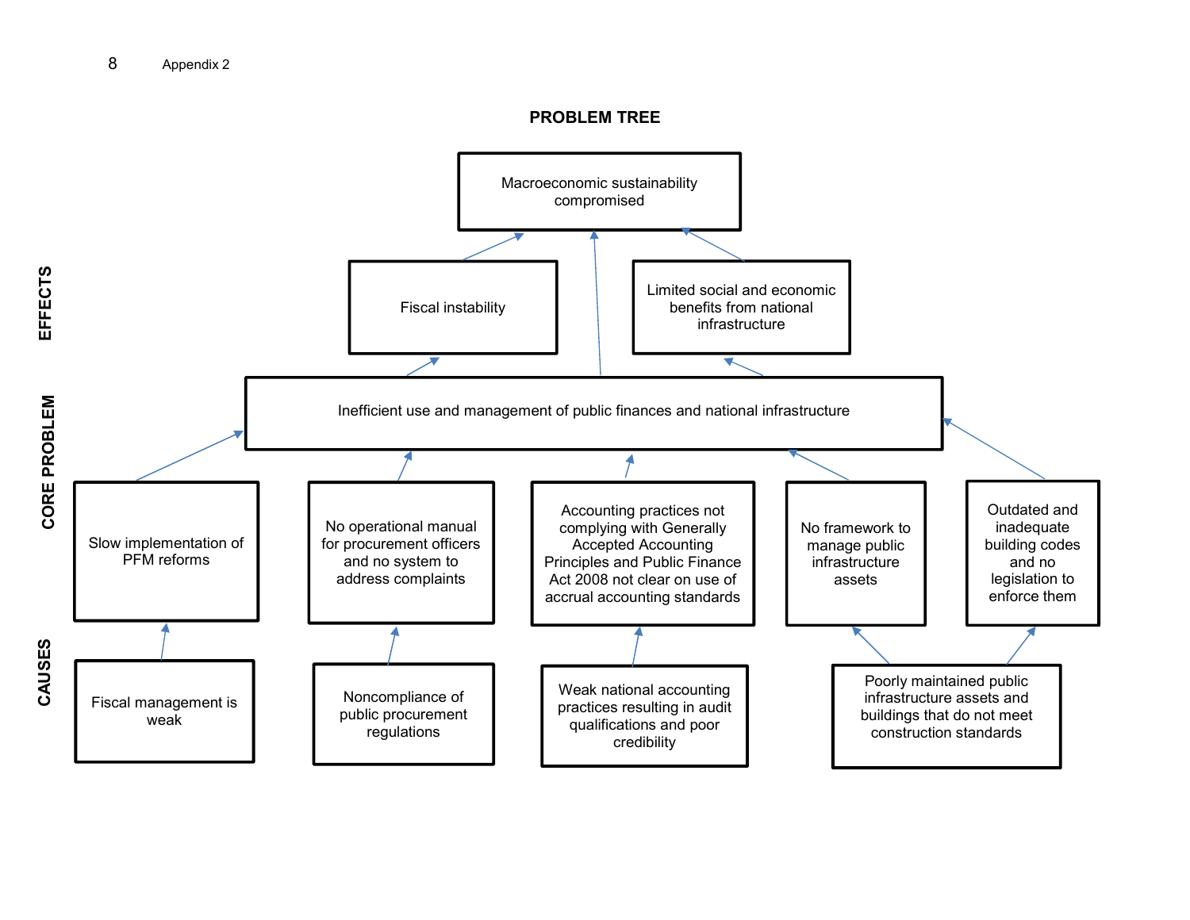Appendix 2

## PROBLEM TREE

**EFFECTS**

- Macroeconomic sustainability compromised
- Fiscal instability
- Limited social and economic benefits from national infrastructure

**CORE PROBLEM**

- Inefficient use and management of public finances and national infrastructure

**CAUSES**

- Slow implementation of PFM reforms
- No operational manual for procurement officers and no system to address complaints
- Accounting practices not complying with Generally Accepted Accounting Principles and Public Finance Act 2008 not clear on use of accrual accounting standards
- No framework to manage public infrastructure assets
- Outdated and inadequate building codes and no legislation to enforce them
- Fiscal management is weak
- Noncompliance of public procurement regulations
- Weak national accounting practices resulting in audit qualifications and poor credibility
- Poorly maintained public infrastructure assets and buildings that do not meet construction standards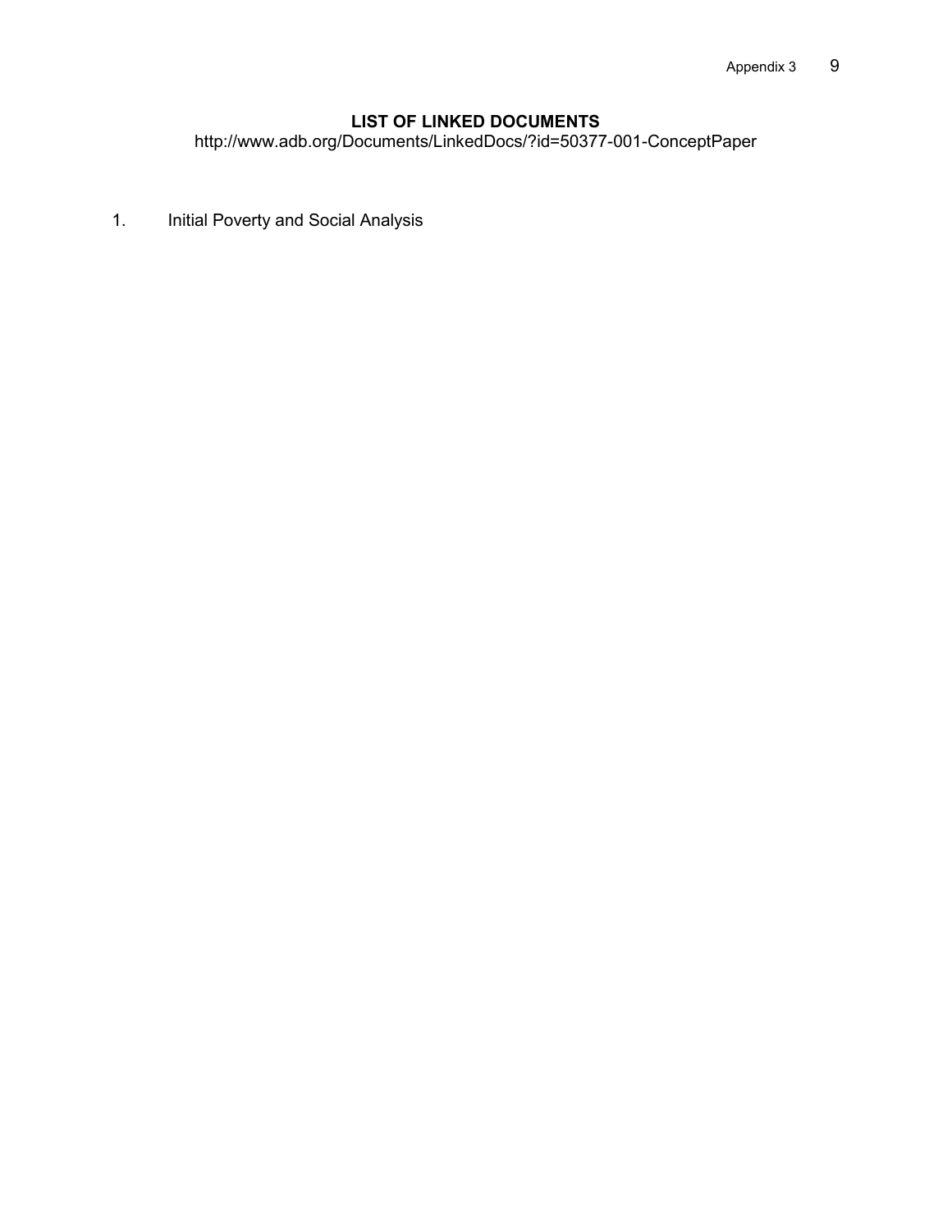**LIST OF LINKED DOCUMENTS**
http://www.adb.org/Documents/LinkedDocs/?id=50377-001-ConceptPaper

1. Initial Poverty and Social Analysis